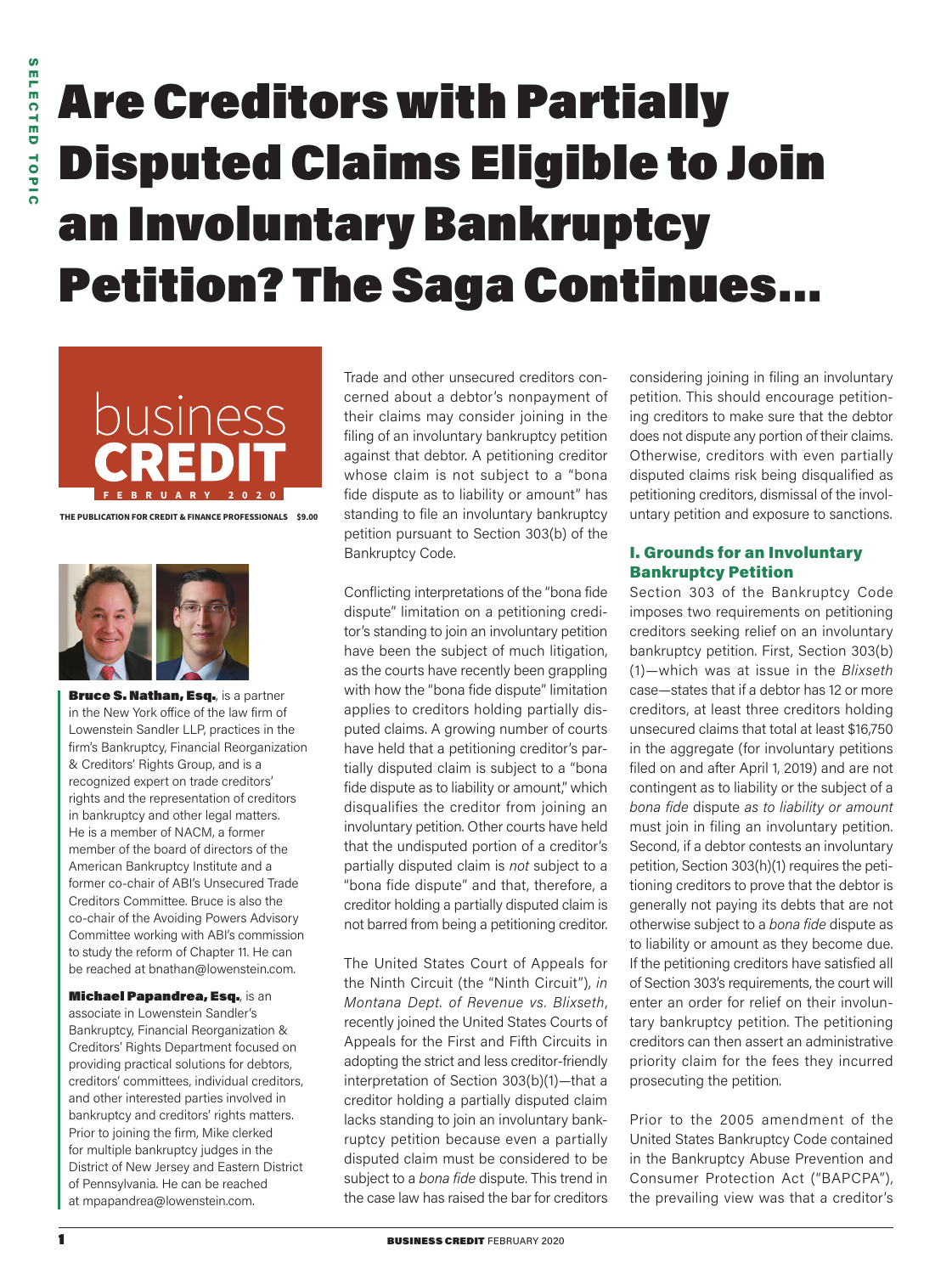# Are Creditors with Partially Disputed Claims Eligible to Join an Involuntary Bankruptcy Petition? The Saga Continues...

**Bruce S. Nathan, Esq.**, is a partner in the New York office of the law firm of Lowenstein Sandler LLP, practices in the firm's Bankruptcy, Financial Reorganization & Creditors' Rights Group, and is a recognized expert on trade creditors' rights and the representation of creditors in bankruptcy and other legal matters. He is a member of NACM, a former member of the board of directors of the American Bankruptcy Institute and a former co-chair of ABI's Unsecured Trade Creditors Committee. Bruce is also the co-chair of the Avoiding Powers Advisory Committee working with ABI's commission to study the reform of Chapter 11. He can be reached at bnathan@lowenstein.com.

**Michael Papandrea, Esq.**, is an associate in Lowenstein Sandler's Bankruptcy, Financial Reorganization & Creditors' Rights Department focused on providing practical solutions for debtors, creditors' committees, individual creditors, and other interested parties involved in bankruptcy and creditors' rights matters. Prior to joining the firm, Mike clerked for multiple bankruptcy judges in the District of New Jersey and Eastern District of Pennsylvania. He can be reached at mpapandrea@lowenstein.com.

Trade and other unsecured creditors concerned about a debtor's nonpayment of their claims may consider joining in the filing of an involuntary bankruptcy petition against that debtor. A petitioning creditor whose claim is not subject to a "bona fide dispute as to liability or amount" has standing to file an involuntary bankruptcy petition pursuant to Section 303(b) of the Bankruptcy Code.

Conflicting interpretations of the "bona fide dispute" limitation on a petitioning creditor's standing to join an involuntary petition have been the subject of much litigation, as the courts have recently been grappling with how the "bona fide dispute" limitation applies to creditors holding partially disputed claims. A growing number of courts have held that a petitioning creditor's partially disputed claim is subject to a "bona fide dispute as to liability or amount," which disqualifies the creditor from joining an involuntary petition. Other courts have held that the undisputed portion of a creditor's partially disputed claim is *not* subject to a "bona fide dispute" and that, therefore, a creditor holding a partially disputed claim is not barred from being a petitioning creditor.

The United States Court of Appeals for the Ninth Circuit (the "Ninth Circuit"), *in Montana Dept. of Revenue vs. Blixseth*, recently joined the United States Courts of Appeals for the First and Fifth Circuits in adopting the strict and less creditor-friendly interpretation of Section 303(b)(1)—that a creditor holding a partially disputed claim lacks standing to join an involuntary bankruptcy petition because even a partially disputed claim must be considered to be subject to a *bona fide* dispute. This trend in the case law has raised the bar for creditors considering joining in filing an involuntary petition. This should encourage petitioning creditors to make sure that the debtor does not dispute any portion of their claims. Otherwise, creditors with even partially disputed claims risk being disqualified as petitioning creditors, dismissal of the involuntary petition and exposure to sanctions.

## I. Grounds for an Involuntary Bankruptcy Petition

Section 303 of the Bankruptcy Code imposes two requirements on petitioning creditors seeking relief on an involuntary bankruptcy petition. First, Section 303(b)(1)—which was at issue in the *Blixseth* case—states that if a debtor has 12 or more creditors, at least three creditors holding unsecured claims that total at least $16,750 in the aggregate (for involuntary petitions filed on and after April 1, 2019) and are not contingent as to liability or the subject of a *bona fide* dispute *as to liability or amount* must join in filing an involuntary petition. Second, if a debtor contests an involuntary petition, Section 303(h)(1) requires the petitioning creditors to prove that the debtor is generally not paying its debts that are not otherwise subject to a *bona fide* dispute as to liability or amount as they become due. If the petitioning creditors have satisfied all of Section 303's requirements, the court will enter an order for relief on their involuntary bankruptcy petition. The petitioning creditors can then assert an administrative priority claim for the fees they incurred prosecuting the petition.

Prior to the 2005 amendment of the United States Bankruptcy Code contained in the Bankruptcy Abuse Prevention and Consumer Protection Act ("BAPCPA"), the prevailing view was that a creditor's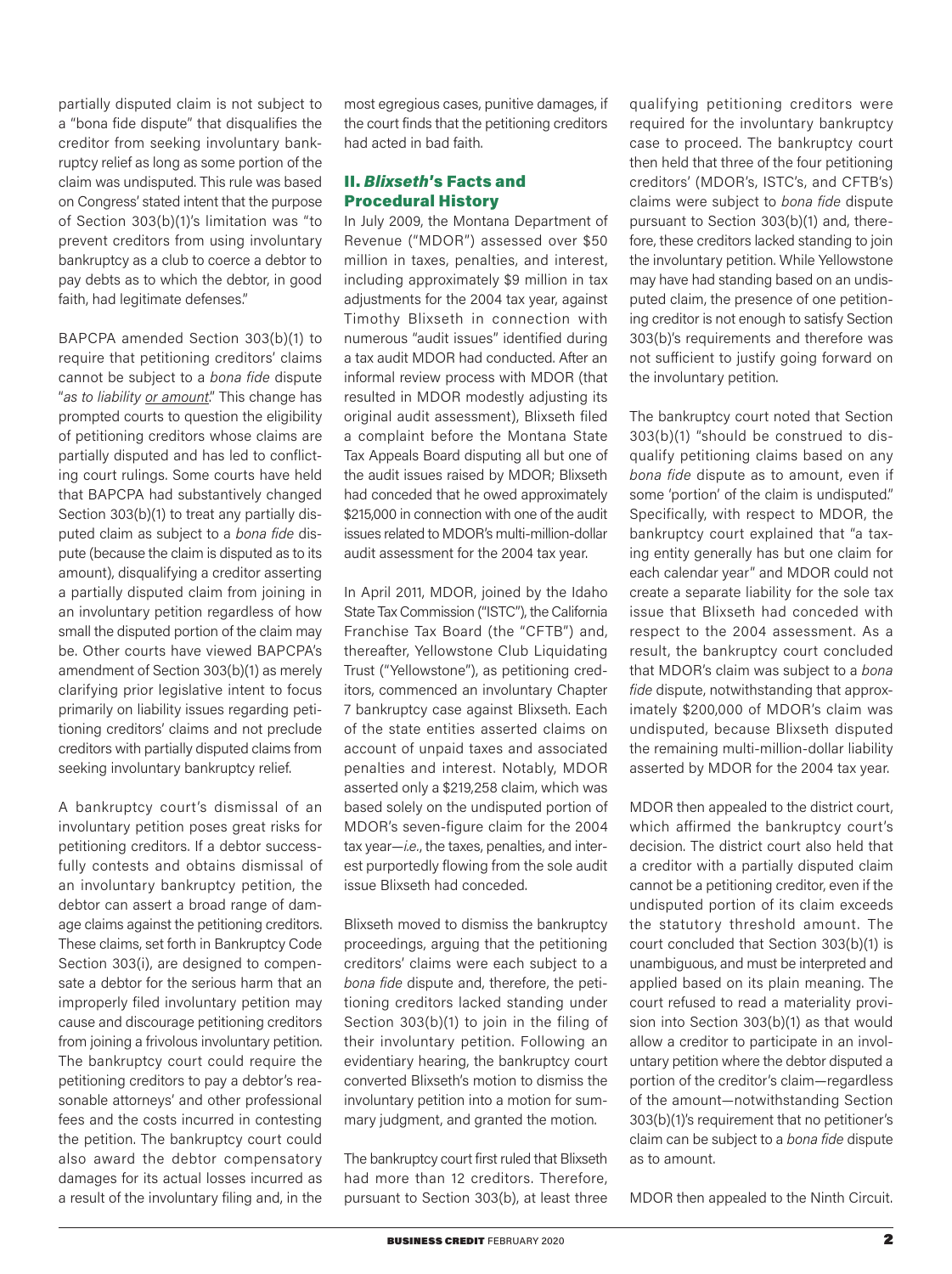partially disputed claim is not subject to a "bona fide dispute" that disqualifies the creditor from seeking involuntary bankruptcy relief as long as some portion of the claim was undisputed. This rule was based on Congress' stated intent that the purpose of Section 303(b)(1)'s limitation was "to prevent creditors from using involuntary bankruptcy as a club to coerce a debtor to pay debts as to which the debtor, in good faith, had legitimate defenses."

BAPCPA amended Section 303(b)(1) to require that petitioning creditors' claims cannot be subject to a *bona fide* dispute "*as to liability or amount*." This change has prompted courts to question the eligibility of petitioning creditors whose claims are partially disputed and has led to conflicting court rulings. Some courts have held that BAPCPA had substantively changed Section 303(b)(1) to treat any partially disputed claim as subject to a *bona fide* dispute (because the claim is disputed as to its amount), disqualifying a creditor asserting a partially disputed claim from joining in an involuntary petition regardless of how small the disputed portion of the claim may be. Other courts have viewed BAPCPA's amendment of Section 303(b)(1) as merely clarifying prior legislative intent to focus primarily on liability issues regarding petitioning creditors' claims and not preclude creditors with partially disputed claims from seeking involuntary bankruptcy relief.

A bankruptcy court's dismissal of an involuntary petition poses great risks for petitioning creditors. If a debtor successfully contests and obtains dismissal of an involuntary bankruptcy petition, the debtor can assert a broad range of damage claims against the petitioning creditors. These claims, set forth in Bankruptcy Code Section 303(i), are designed to compensate a debtor for the serious harm that an improperly filed involuntary petition may cause and discourage petitioning creditors from joining a frivolous involuntary petition. The bankruptcy court could require the petitioning creditors to pay a debtor's reasonable attorneys' and other professional fees and the costs incurred in contesting the petition. The bankruptcy court could also award the debtor compensatory damages for its actual losses incurred as a result of the involuntary filing and, in the most egregious cases, punitive damages, if the court finds that the petitioning creditors had acted in bad faith.

## II. *Blixseth*'s Facts and Procedural History

In July 2009, the Montana Department of Revenue ("MDOR") assessed over $50 million in taxes, penalties, and interest, including approximately $9 million in tax adjustments for the 2004 tax year, against Timothy Blixseth in connection with numerous "audit issues" identified during a tax audit MDOR had conducted. After an informal review process with MDOR (that resulted in MDOR modestly adjusting its original audit assessment), Blixseth filed a complaint before the Montana State Tax Appeals Board disputing all but one of the audit issues raised by MDOR; Blixseth had conceded that he owed approximately $215,000 in connection with one of the audit issues related to MDOR's multi-million-dollar audit assessment for the 2004 tax year.

In April 2011, MDOR, joined by the Idaho State Tax Commission ("ISTC"), the California Franchise Tax Board (the "CFTB") and, thereafter, Yellowstone Club Liquidating Trust ("Yellowstone"), as petitioning creditors, commenced an involuntary Chapter 7 bankruptcy case against Blixseth. Each of the state entities asserted claims on account of unpaid taxes and associated penalties and interest. Notably, MDOR asserted only a $219,258 claim, which was based solely on the undisputed portion of MDOR's seven-figure claim for the 2004 tax year—*i.e.*, the taxes, penalties, and interest purportedly flowing from the sole audit issue Blixseth had conceded.

Blixseth moved to dismiss the bankruptcy proceedings, arguing that the petitioning creditors' claims were each subject to a *bona fide* dispute and, therefore, the petitioning creditors lacked standing under Section 303(b)(1) to join in the filing of their involuntary petition. Following an evidentiary hearing, the bankruptcy court converted Blixseth's motion to dismiss the involuntary petition into a motion for summary judgment, and granted the motion.

The bankruptcy court first ruled that Blixseth had more than 12 creditors. Therefore, pursuant to Section 303(b), at least three qualifying petitioning creditors were required for the involuntary bankruptcy case to proceed. The bankruptcy court then held that three of the four petitioning creditors' (MDOR's, ISTC's, and CFTB's) claims were subject to *bona fide* dispute pursuant to Section 303(b)(1) and, therefore, these creditors lacked standing to join the involuntary petition. While Yellowstone may have had standing based on an undisputed claim, the presence of one petitioning creditor is not enough to satisfy Section 303(b)'s requirements and therefore was not sufficient to justify going forward on the involuntary petition.

The bankruptcy court noted that Section 303(b)(1) "should be construed to disqualify petitioning claims based on any *bona fide* dispute as to amount, even if some 'portion' of the claim is undisputed." Specifically, with respect to MDOR, the bankruptcy court explained that "a taxing entity generally has but one claim for each calendar year" and MDOR could not create a separate liability for the sole tax issue that Blixseth had conceded with respect to the 2004 assessment. As a result, the bankruptcy court concluded that MDOR's claim was subject to a *bona fide* dispute, notwithstanding that approximately $200,000 of MDOR's claim was undisputed, because Blixseth disputed the remaining multi-million-dollar liability asserted by MDOR for the 2004 tax year.

MDOR then appealed to the district court, which affirmed the bankruptcy court's decision. The district court also held that a creditor with a partially disputed claim cannot be a petitioning creditor, even if the undisputed portion of its claim exceeds the statutory threshold amount. The court concluded that Section 303(b)(1) is unambiguous, and must be interpreted and applied based on its plain meaning. The court refused to read a materiality provision into Section 303(b)(1) as that would allow a creditor to participate in an involuntary petition where the debtor disputed a portion of the creditor's claim—regardless of the amount—notwithstanding Section 303(b)(1)'s requirement that no petitioner's claim can be subject to a *bona fide* dispute as to amount.

MDOR then appealed to the Ninth Circuit.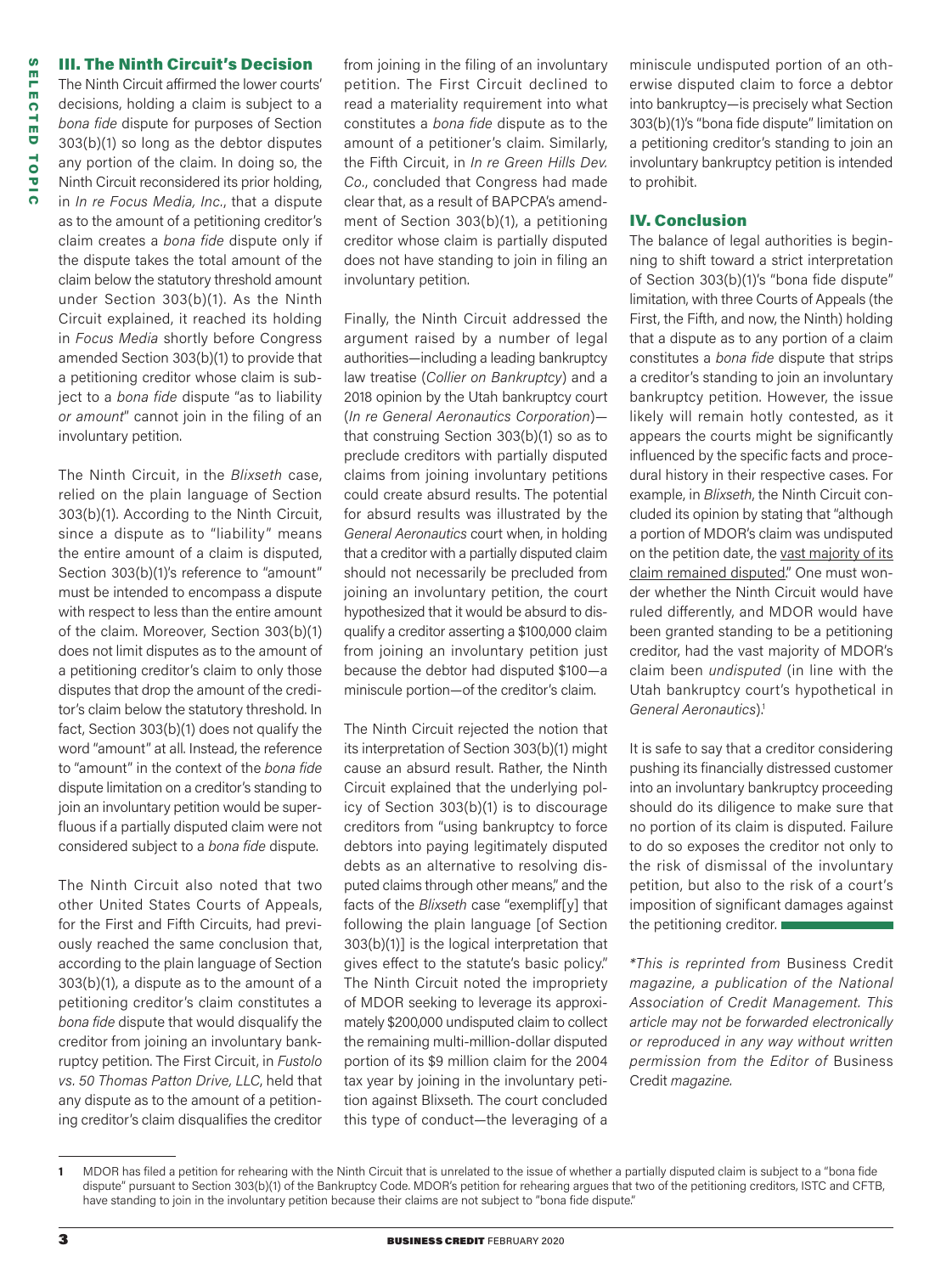## III. The Ninth Circuit's Decision

The Ninth Circuit affirmed the lower courts' decisions, holding a claim is subject to a *bona fide* dispute for purposes of Section 303(b)(1) so long as the debtor disputes any portion of the claim. In doing so, the Ninth Circuit reconsidered its prior holding, in *In re Focus Media, Inc.*, that a dispute as to the amount of a petitioning creditor's claim creates a *bona fide* dispute only if the dispute takes the total amount of the claim below the statutory threshold amount under Section 303(b)(1). As the Ninth Circuit explained, it reached its holding in *Focus Media* shortly before Congress amended Section 303(b)(1) to provide that a petitioning creditor whose claim is subject to a *bona fide* dispute "as to liability *or amount*" cannot join in the filing of an involuntary petition.

The Ninth Circuit, in the *Blixseth* case, relied on the plain language of Section 303(b)(1). According to the Ninth Circuit, since a dispute as to "liability" means the entire amount of a claim is disputed, Section 303(b)(1)'s reference to "amount" must be intended to encompass a dispute with respect to less than the entire amount of the claim. Moreover, Section 303(b)(1) does not limit disputes as to the amount of a petitioning creditor's claim to only those disputes that drop the amount of the creditor's claim below the statutory threshold. In fact, Section 303(b)(1) does not qualify the word "amount" at all. Instead, the reference to "amount" in the context of the *bona fide* dispute limitation on a creditor's standing to join an involuntary petition would be superfluous if a partially disputed claim were not considered subject to a *bona fide* dispute.

The Ninth Circuit also noted that two other United States Courts of Appeals, for the First and Fifth Circuits, had previously reached the same conclusion that, according to the plain language of Section 303(b)(1), a dispute as to the amount of a petitioning creditor's claim constitutes a *bona fide* dispute that would disqualify the creditor from joining an involuntary bankruptcy petition. The First Circuit, in *Fustolo vs. 50 Thomas Patton Drive, LLC*, held that any dispute as to the amount of a petitioning creditor's claim disqualifies the creditor from joining in the filing of an involuntary petition. The First Circuit declined to read a materiality requirement into what constitutes a *bona fide* dispute as to the amount of a petitioner's claim. Similarly, the Fifth Circuit, in *In re Green Hills Dev. Co.*, concluded that Congress had made clear that, as a result of BAPCPA's amendment of Section 303(b)(1), a petitioning creditor whose claim is partially disputed does not have standing to join in filing an involuntary petition.

Finally, the Ninth Circuit addressed the argument raised by a number of legal authorities—including a leading bankruptcy law treatise (*Collier on Bankruptcy*) and a 2018 opinion by the Utah bankruptcy court (*In re General Aeronautics Corporation*)—that construing Section 303(b)(1) so as to preclude creditors with partially disputed claims from joining involuntary petitions could create absurd results. The potential for absurd results was illustrated by the *General Aeronautics* court when, in holding that a creditor with a partially disputed claim should not necessarily be precluded from joining an involuntary petition, the court hypothesized that it would be absurd to disqualify a creditor asserting a $100,000 claim from joining an involuntary petition just because the debtor had disputed $100—a miniscule portion—of the creditor's claim.

The Ninth Circuit rejected the notion that its interpretation of Section 303(b)(1) might cause an absurd result. Rather, the Ninth Circuit explained that the underlying policy of Section 303(b)(1) is to discourage creditors from "using bankruptcy to force debtors into paying legitimately disputed debts as an alternative to resolving disputed claims through other means," and the facts of the *Blixseth* case "exemplif[y] that following the plain language [of Section 303(b)(1)] is the logical interpretation that gives effect to the statute's basic policy." The Ninth Circuit noted the impropriety of MDOR seeking to leverage its approximately $200,000 undisputed claim to collect the remaining multi-million-dollar disputed portion of its $9 million claim for the 2004 tax year by joining in the involuntary petition against Blixseth. The court concluded this type of conduct—the leveraging of a miniscule undisputed portion of an otherwise disputed claim to force a debtor into bankruptcy—is precisely what Section 303(b)(1)'s "bona fide dispute" limitation on a petitioning creditor's standing to join an involuntary bankruptcy petition is intended to prohibit.

## IV. Conclusion

The balance of legal authorities is beginning to shift toward a strict interpretation of Section 303(b)(1)'s "bona fide dispute" limitation, with three Courts of Appeals (the First, the Fifth, and now, the Ninth) holding that a dispute as to any portion of a claim constitutes a *bona fide* dispute that strips a creditor's standing to join an involuntary bankruptcy petition. However, the issue likely will remain hotly contested, as it appears the courts might be significantly influenced by the specific facts and procedural history in their respective cases. For example, in *Blixseth*, the Ninth Circuit concluded its opinion by stating that "although a portion of MDOR's claim was undisputed on the petition date, the vast majority of its claim remained disputed." One must wonder whether the Ninth Circuit would have ruled differently, and MDOR would have been granted standing to be a petitioning creditor, had the vast majority of MDOR's claim been *undisputed* (in line with the Utah bankruptcy court's hypothetical in *General Aeronautics*).[1]

It is safe to say that a creditor considering pushing its financially distressed customer into an involuntary bankruptcy proceeding should do its diligence to make sure that no portion of its claim is disputed. Failure to do so exposes the creditor not only to the risk of dismissal of the involuntary petition, but also to the risk of a court's imposition of significant damages against the petitioning creditor.

*\*This is reprinted from* Business Credit *magazine, a publication of the National Association of Credit Management. This article may not be forwarded electronically or reproduced in any way without written permission from the Editor of* Business Credit *magazine.*

---

[1] MDOR has filed a petition for rehearing with the Ninth Circuit that is unrelated to the issue of whether a partially disputed claim is subject to a "bona fide dispute" pursuant to Section 303(b)(1) of the Bankruptcy Code. MDOR's petition for rehearing argues that two of the petitioning creditors, ISTC and CFTB, have standing to join in the involuntary petition because their claims are not subject to "bona fide dispute."